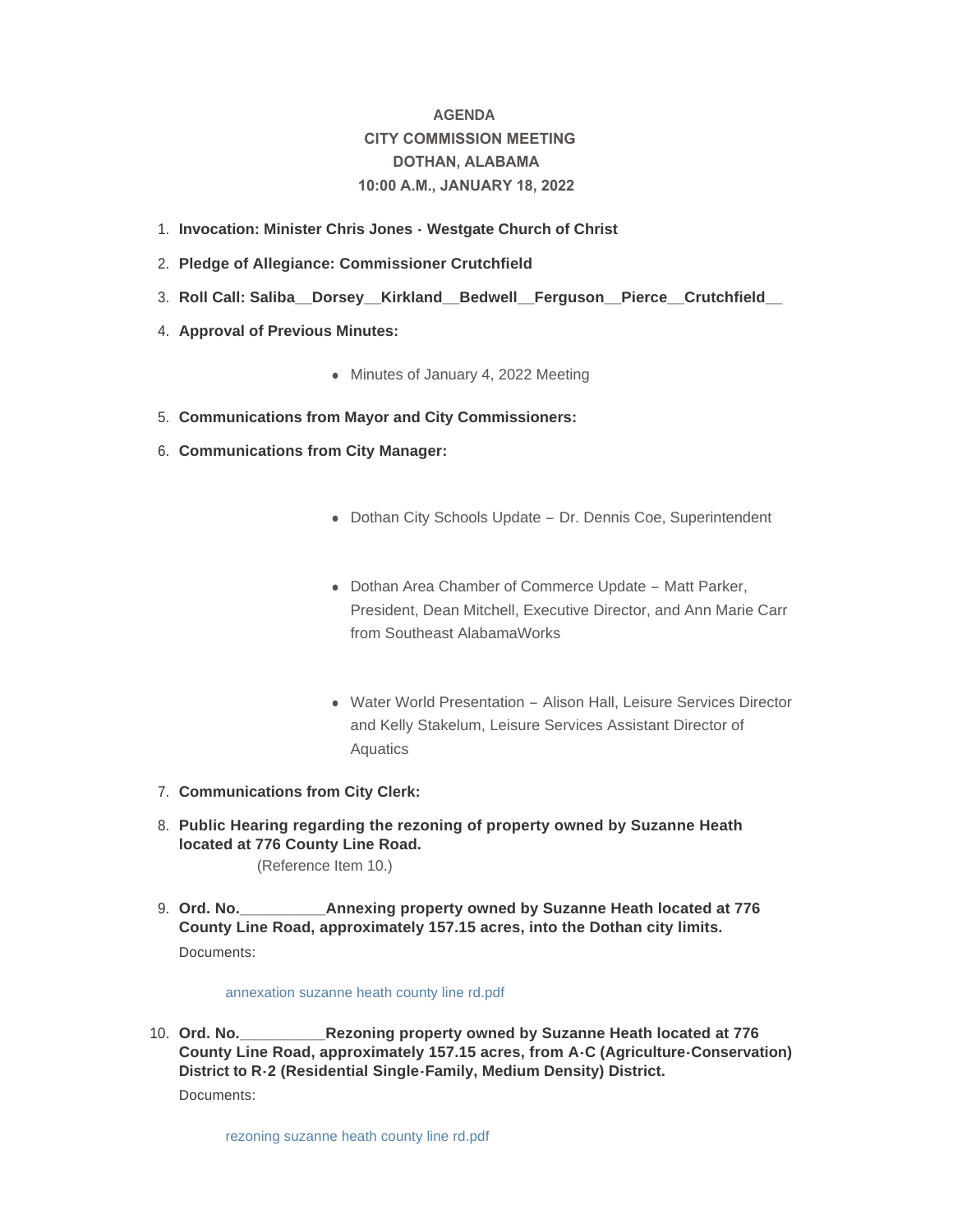# AGENDA
## CITY COMMISSION MEETING
## DOTHAN, ALABAMA
## 10:00 A.M., JANUARY 18, 2022

1. **Invocation: Minister Chris Jones - Westgate Church of Christ**
2. **Pledge of Allegiance: Commissioner Crutchfield**
3. **Roll Call: Saliba__Dorsey__Kirkland__Bedwell__Ferguson__Pierce__Crutchfield__**
4. **Approval of Previous Minutes:**
   - Minutes of January 4, 2022 Meeting
5. **Communications from Mayor and City Commissioners:**
6. **Communications from City Manager:**
   - Dothan City Schools Update – Dr. Dennis Coe, Superintendent
   - Dothan Area Chamber of Commerce Update – Matt Parker, President, Dean Mitchell, Executive Director, and Ann Marie Carr from Southeast AlabamaWorks
   - Water World Presentation – Alison Hall, Leisure Services Director and Kelly Stakelum, Leisure Services Assistant Director of Aquatics
7. **Communications from City Clerk:**
8. **Public Hearing regarding the rezoning of property owned by Suzanne Heath located at 776 County Line Road.**
   (Reference Item 10.)
9. **Ord. No.__________Annexing property owned by Suzanne Heath located at 776 County Line Road, approximately 157.15 acres, into the Dothan city limits.**
   Documents:
   annexation suzanne heath county line rd.pdf
10. **Ord. No.__________Rezoning property owned by Suzanne Heath located at 776 County Line Road, approximately 157.15 acres, from A-C (Agriculture-Conservation) District to R-2 (Residential Single-Family, Medium Density) District.**
    Documents:
    rezoning suzanne heath county line rd.pdf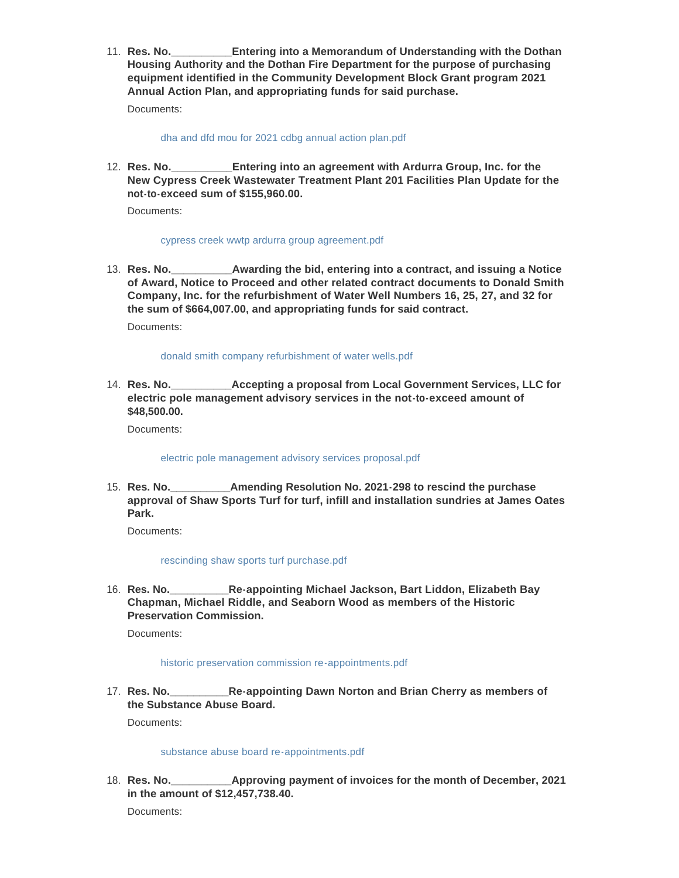11. **Res. No.__________Entering into a Memorandum of Understanding with the Dothan Housing Authority and the Dothan Fire Department for the purpose of purchasing equipment identified in the Community Development Block Grant program 2021 Annual Action Plan, and appropriating funds for said purchase.**

    Documents:

    dha and dfd mou for 2021 cdbg annual action plan.pdf

12. **Res. No.__________Entering into an agreement with Ardurra Group, Inc. for the New Cypress Creek Wastewater Treatment Plant 201 Facilities Plan Update for the not-to-exceed sum of $155,960.00.**

    Documents:

    cypress creek wwtp ardurra group agreement.pdf

13. **Res. No.__________Awarding the bid, entering into a contract, and issuing a Notice of Award, Notice to Proceed and other related contract documents to Donald Smith Company, Inc. for the refurbishment of Water Well Numbers 16, 25, 27, and 32 for the sum of $664,007.00, and appropriating funds for said contract.**

    Documents:

    donald smith company refurbishment of water wells.pdf

14. **Res. No.__________Accepting a proposal from Local Government Services, LLC for electric pole management advisory services in the not-to-exceed amount of $48,500.00.**

    Documents:

    electric pole management advisory services proposal.pdf

15. **Res. No.__________Amending Resolution No. 2021-298 to rescind the purchase approval of Shaw Sports Turf for turf, infill and installation sundries at James Oates Park.**

    Documents:

    rescinding shaw sports turf purchase.pdf

16. **Res. No.__________Re-appointing Michael Jackson, Bart Liddon, Elizabeth Bay Chapman, Michael Riddle, and Seaborn Wood as members of the Historic Preservation Commission.**

    Documents:

    historic preservation commission re-appointments.pdf

17. **Res. No.__________Re-appointing Dawn Norton and Brian Cherry as members of the Substance Abuse Board.**

    Documents:

    substance abuse board re-appointments.pdf

18. **Res. No.__________Approving payment of invoices for the month of December, 2021 in the amount of $12,457,738.40.**

    Documents: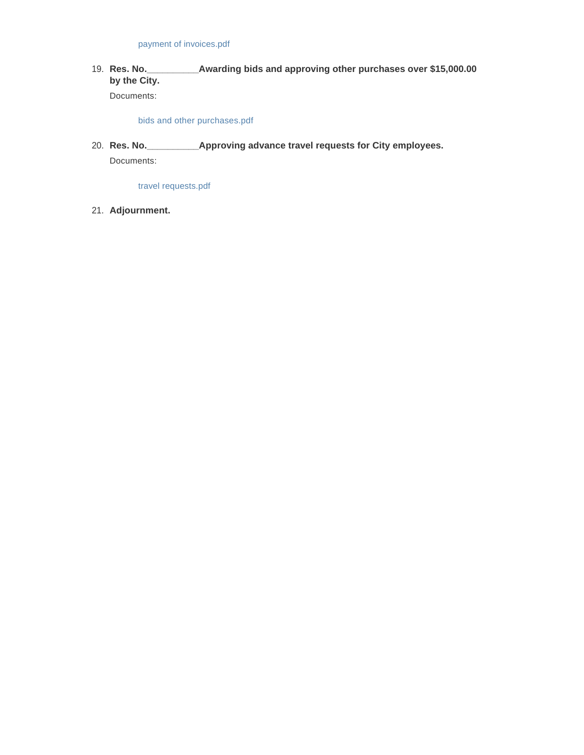payment of invoices.pdf

19. **Res. No.__________Awarding bids and approving other purchases over $15,000.00 by the City.**

    Documents:

    bids and other purchases.pdf

20. **Res. No.__________Approving advance travel requests for City employees.**

    Documents:

    travel requests.pdf

21. **Adjournment.**